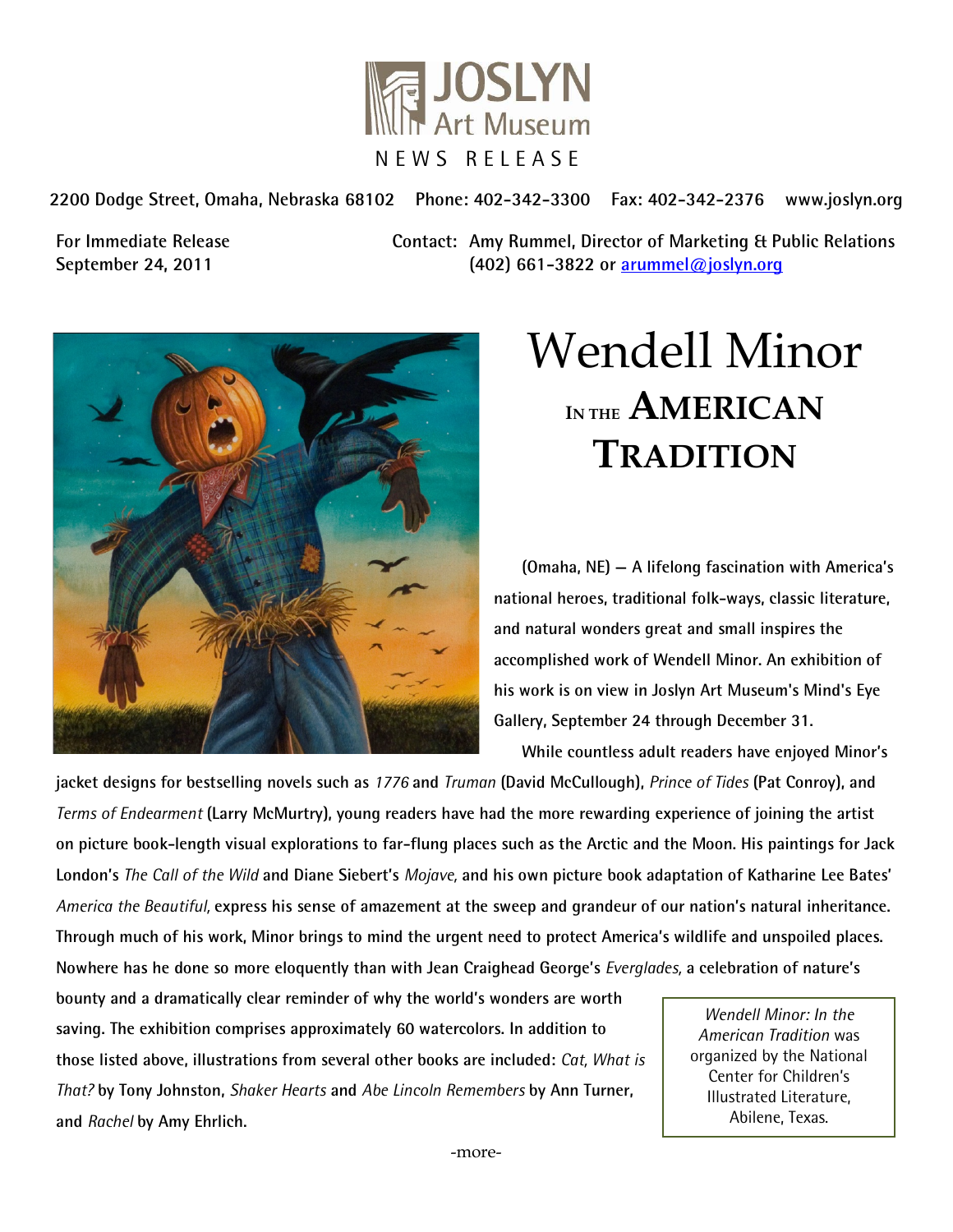JOSLYN Art Museum

NEWS RELEASE

2200 Dodge Street, Omaha, Nebraska 68102 Phone: 402-342-3300 Fax: 402-342-2376 www.joslyn.org

For Immediate Release
September 24, 2011

Contact: Amy Rummel, Director of Marketing & Public Relations
(402) 661-3822 or arummel@joslyn.org

# Wendell Minor

## In the American Tradition

(Omaha, NE) — A lifelong fascination with America's national heroes, traditional folk-ways, classic literature, and natural wonders great and small inspires the accomplished work of Wendell Minor. An exhibition of his work is on view in Joslyn Art Museum's Mind's Eye Gallery, September 24 through December 31.

While countless adult readers have enjoyed Minor's jacket designs for bestselling novels such as *1776* and *Truman* (David McCullough), *Prince of Tides* (Pat Conroy), and *Terms of Endearment* (Larry McMurtry), young readers have had the more rewarding experience of joining the artist on picture book-length visual explorations to far-flung places such as the Arctic and the Moon. His paintings for Jack London's *The Call of the Wild* and Diane Siebert's *Mojave*, and his own picture book adaptation of Katharine Lee Bates' *America the Beautiful*, express his sense of amazement at the sweep and grandeur of our nation's natural inheritance. Through much of his work, Minor brings to mind the urgent need to protect America's wildlife and unspoiled places. Nowhere has he done so more eloquently than with Jean Craighead George's *Everglades*, a celebration of nature's bounty and a dramatically clear reminder of why the world's wonders are worth saving. The exhibition comprises approximately 60 watercolors. In addition to those listed above, illustrations from several other books are included: *Cat, What is That?* by Tony Johnston, *Shaker Hearts* and *Abe Lincoln Remembers* by Ann Turner, and *Rachel* by Amy Ehrlich.

*Wendell Minor: In the American Tradition* was organized by the National Center for Children's Illustrated Literature, Abilene, Texas.

-more-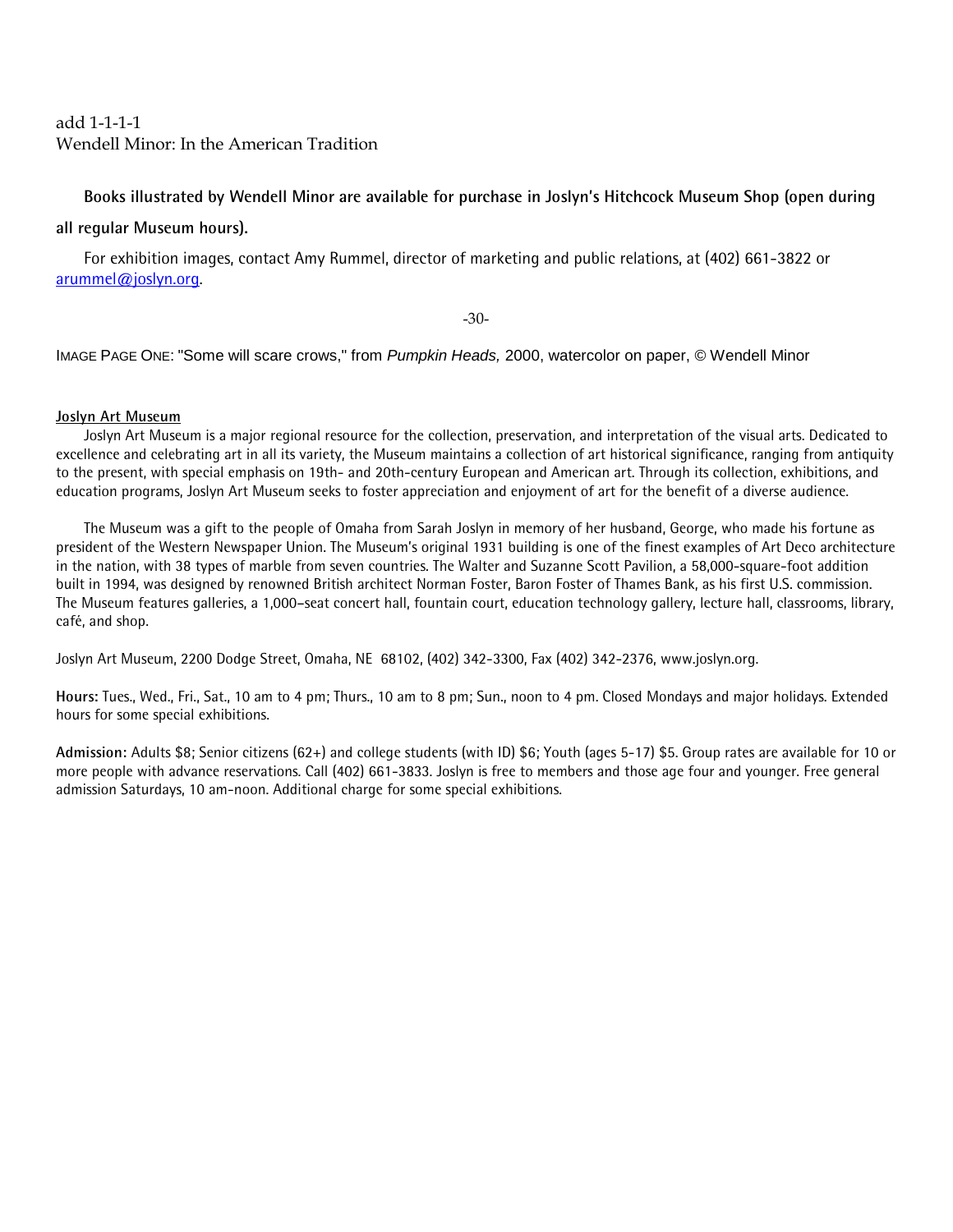add 1-1-1-1
Wendell Minor: In the American Tradition

**Books illustrated by Wendell Minor are available for purchase in Joslyn's Hitchcock Museum Shop (open during all regular Museum hours).**

For exhibition images, contact Amy Rummel, director of marketing and public relations, at (402) 661-3822 or arummel@joslyn.org.

-30-

IMAGE PAGE ONE: "Some will scare crows," from *Pumpkin Heads,* 2000, watercolor on paper, © Wendell Minor

**Joslyn Art Museum**

Joslyn Art Museum is a major regional resource for the collection, preservation, and interpretation of the visual arts. Dedicated to excellence and celebrating art in all its variety, the Museum maintains a collection of art historical significance, ranging from antiquity to the present, with special emphasis on 19th- and 20th-century European and American art. Through its collection, exhibitions, and education programs, Joslyn Art Museum seeks to foster appreciation and enjoyment of art for the benefit of a diverse audience.

The Museum was a gift to the people of Omaha from Sarah Joslyn in memory of her husband, George, who made his fortune as president of the Western Newspaper Union. The Museum's original 1931 building is one of the finest examples of Art Deco architecture in the nation, with 38 types of marble from seven countries. The Walter and Suzanne Scott Pavilion, a 58,000-square-foot addition built in 1994, was designed by renowned British architect Norman Foster, Baron Foster of Thames Bank, as his first U.S. commission. The Museum features galleries, a 1,000–seat concert hall, fountain court, education technology gallery, lecture hall, classrooms, library, café, and shop.

Joslyn Art Museum, 2200 Dodge Street, Omaha, NE 68102, (402) 342-3300, Fax (402) 342-2376, www.joslyn.org.

**Hours:** Tues., Wed., Fri., Sat., 10 am to 4 pm; Thurs., 10 am to 8 pm; Sun., noon to 4 pm. Closed Mondays and major holidays. Extended hours for some special exhibitions.

**Admission:** Adults $8; Senior citizens (62+) and college students (with ID) $6; Youth (ages 5-17) $5. Group rates are available for 10 or more people with advance reservations. Call (402) 661-3833. Joslyn is free to members and those age four and younger. Free general admission Saturdays, 10 am-noon. Additional charge for some special exhibitions.